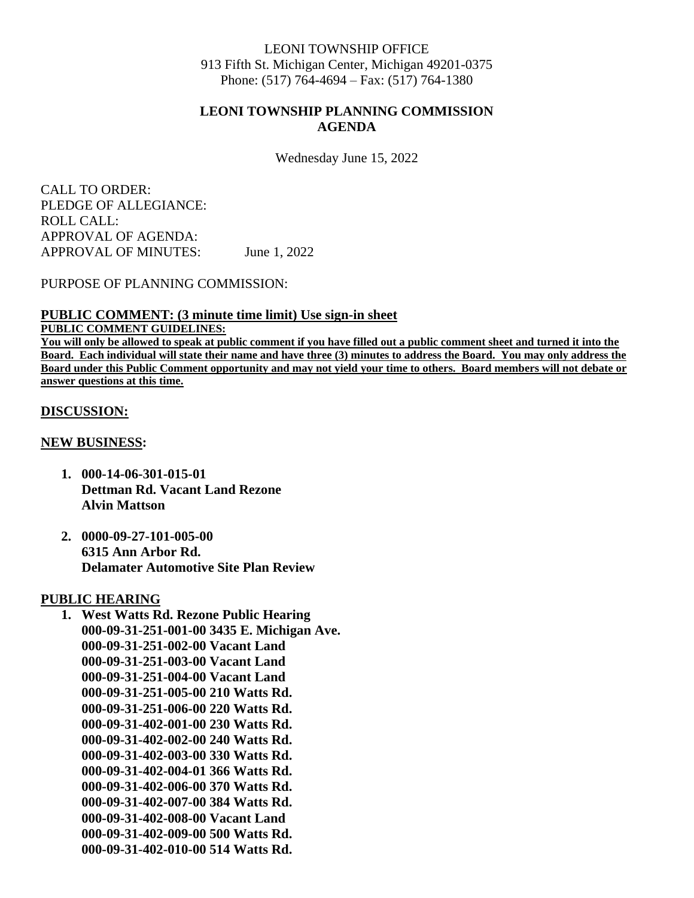LEONI TOWNSHIP OFFICE
913 Fifth St. Michigan Center, Michigan 49201-0375
Phone: (517) 764-4694 – Fax: (517) 764-1380

# LEONI TOWNSHIP PLANNING COMMISSION AGENDA

Wednesday June 15, 2022

CALL TO ORDER:
PLEDGE OF ALLEGIANCE:
ROLL CALL:
APPROVAL OF AGENDA:
APPROVAL OF MINUTES: June 1, 2022

PURPOSE OF PLANNING COMMISSION:

## PUBLIC COMMENT: (3 minute time limit) Use sign-in sheet

**PUBLIC COMMENT GUIDELINES:**

**You will only be allowed to speak at public comment if you have filled out a public comment sheet and turned it into the Board. Each individual will state their name and have three (3) minutes to address the Board. You may only address the Board under this Public Comment opportunity and may not yield your time to others. Board members will not debate or answer questions at this time.**

## DISCUSSION:

## NEW BUSINESS:

1. **000-14-06-301-015-01**
   **Dettman Rd. Vacant Land Rezone**
   **Alvin Mattson**

2. **0000-09-27-101-005-00**
   **6315 Ann Arbor Rd.**
   **Delamater Automotive Site Plan Review**

## PUBLIC HEARING

1. **West Watts Rd. Rezone Public Hearing**
   **000-09-31-251-001-00 3435 E. Michigan Ave.**
   **000-09-31-251-002-00 Vacant Land**
   **000-09-31-251-003-00 Vacant Land**
   **000-09-31-251-004-00 Vacant Land**
   **000-09-31-251-005-00 210 Watts Rd.**
   **000-09-31-251-006-00 220 Watts Rd.**
   **000-09-31-402-001-00 230 Watts Rd.**
   **000-09-31-402-002-00 240 Watts Rd.**
   **000-09-31-402-003-00 330 Watts Rd.**
   **000-09-31-402-004-01 366 Watts Rd.**
   **000-09-31-402-006-00 370 Watts Rd.**
   **000-09-31-402-007-00 384 Watts Rd.**
   **000-09-31-402-008-00 Vacant Land**
   **000-09-31-402-009-00 500 Watts Rd.**
   **000-09-31-402-010-00 514 Watts Rd.**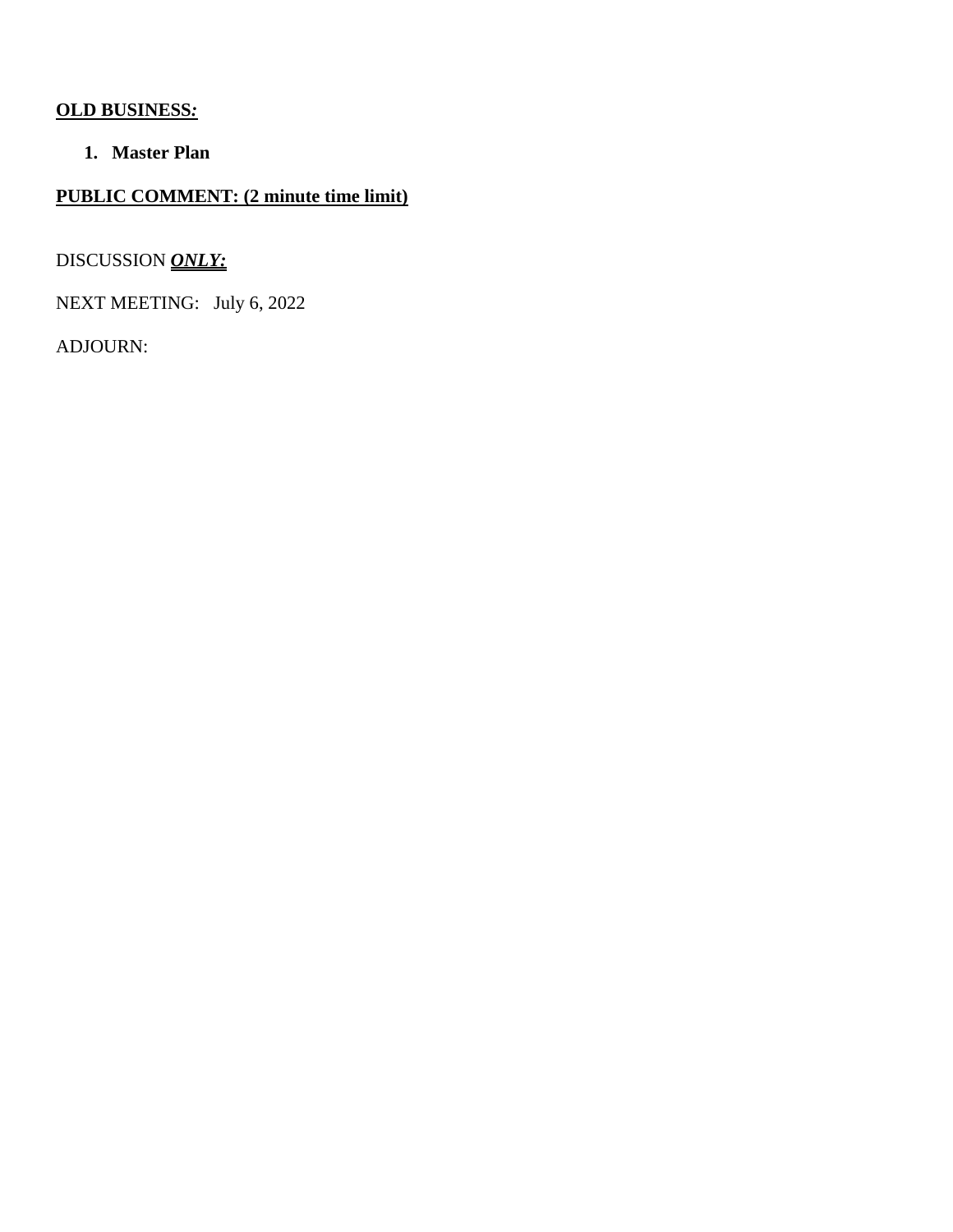**OLD BUSINESS*:***

1. **Master Plan**

**PUBLIC COMMENT: (2 minute time limit)**

DISCUSSION ***ONLY:***

NEXT MEETING: July 6, 2022

ADJOURN: